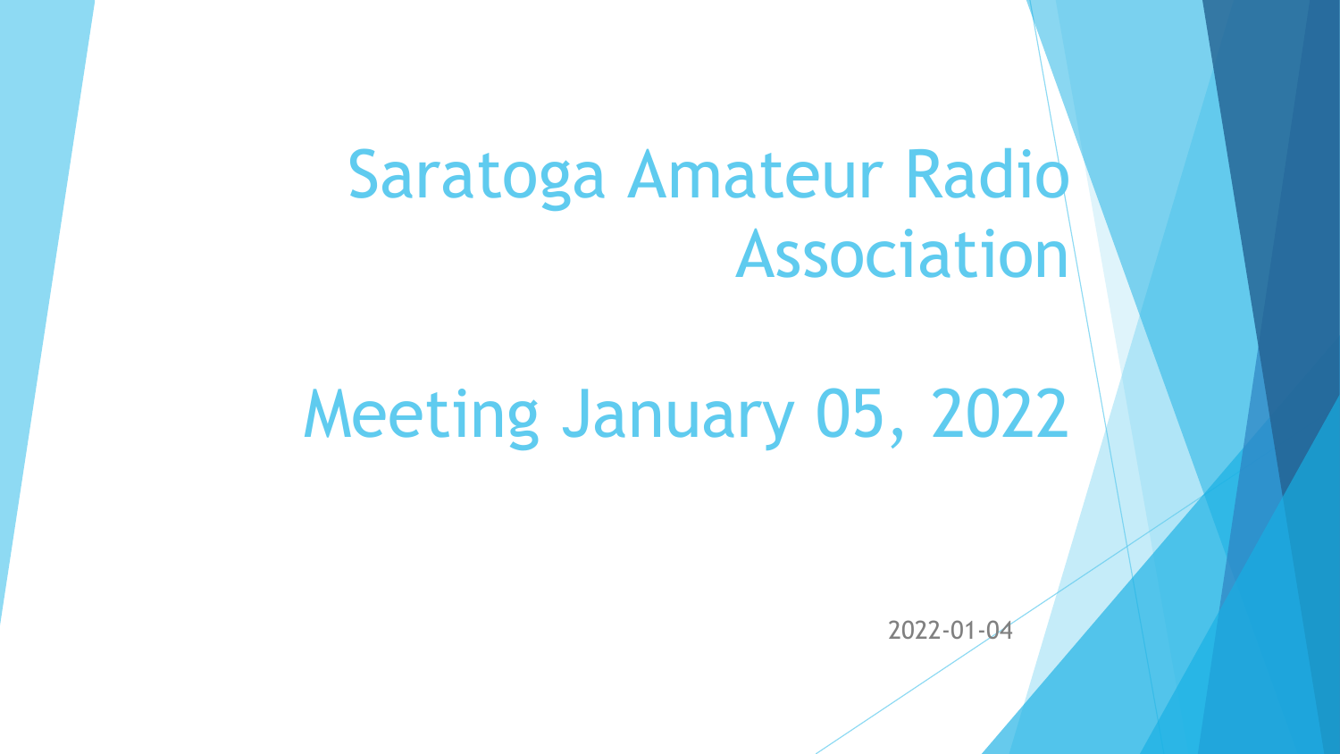# Saratoga Amateur Radio Association

# Meeting January 05, 2022

2022-01-04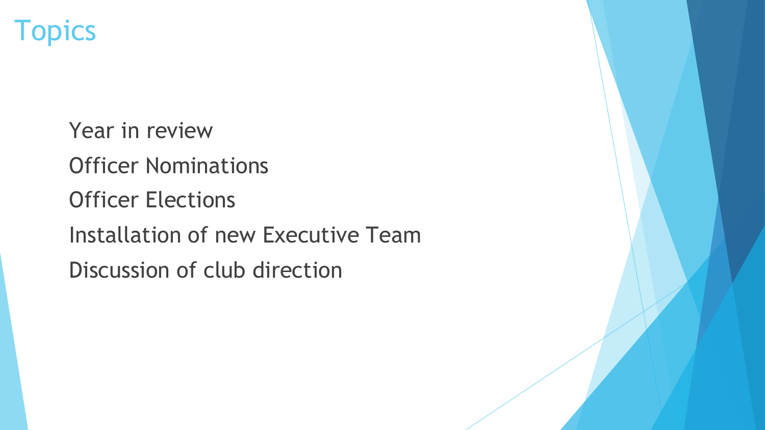# Topics

- Year in review
- Officer Nominations
- Officer Elections
- Installation of new Executive Team
- Discussion of club direction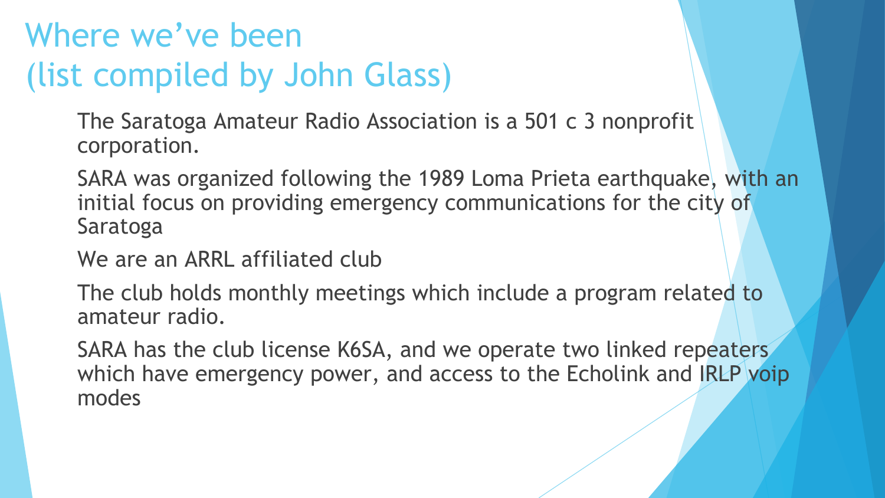# Where we've been (list compiled by John Glass)

- The Saratoga Amateur Radio Association is a 501 c 3 nonprofit corporation.
- SARA was organized following the 1989 Loma Prieta earthquake, with an initial focus on providing emergency communications for the city of Saratoga
- We are an ARRL affiliated club
- The club holds monthly meetings which include a program related to amateur radio.
- SARA has the club license K6SA, and we operate two linked repeaters which have emergency power, and access to the Echolink and IRLP voip modes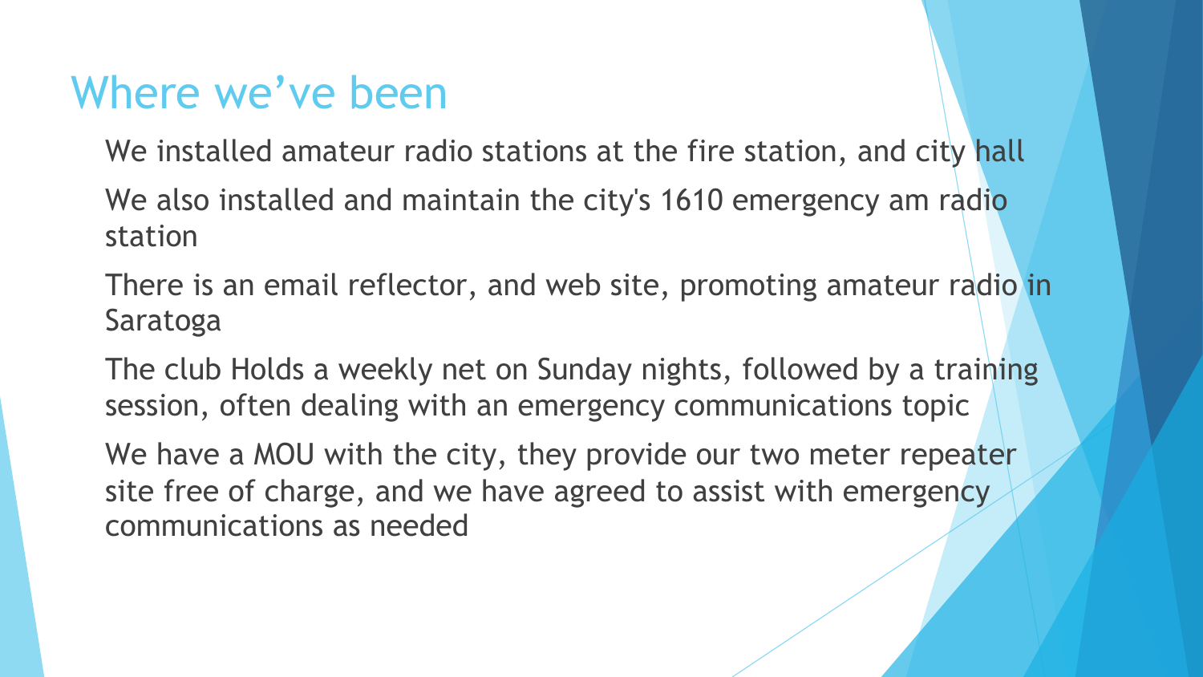# Where we've been

- We installed amateur radio stations at the fire station, and city hall
- We also installed and maintain the city's 1610 emergency am radio station
- There is an email reflector, and web site, promoting amateur radio in Saratoga
- The club Holds a weekly net on Sunday nights, followed by a training session, often dealing with an emergency communications topic
- We have a MOU with the city, they provide our two meter repeater site free of charge, and we have agreed to assist with emergency communications as needed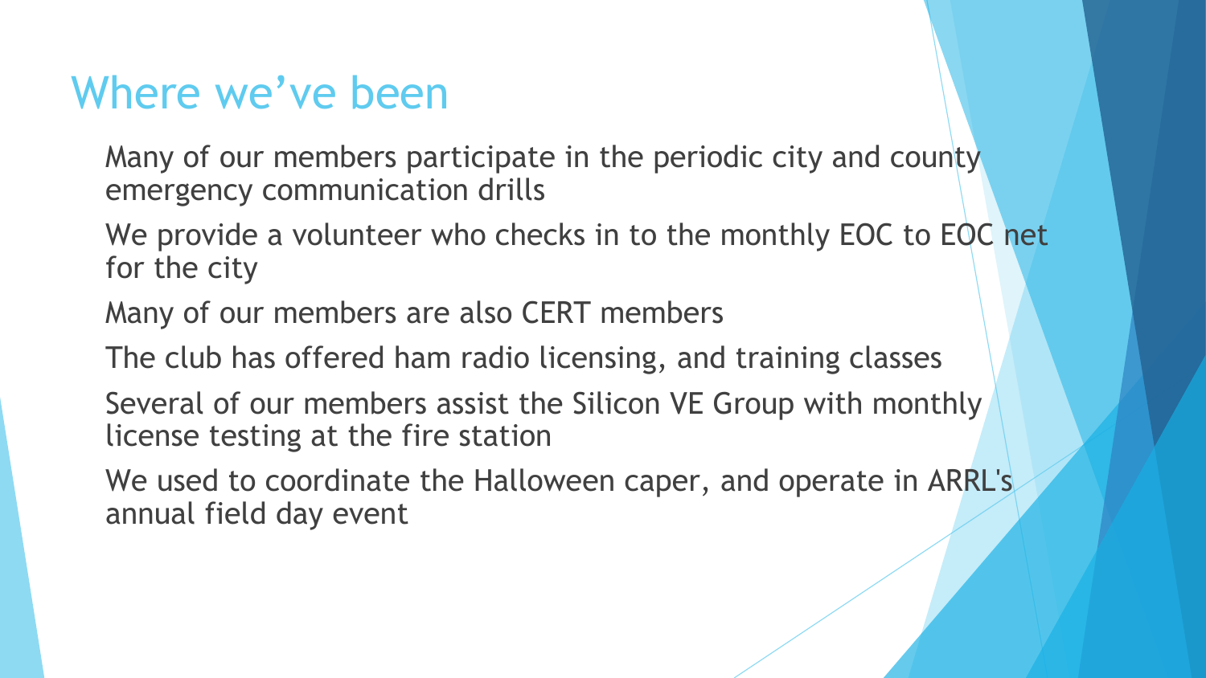# Where we've been

- Many of our members participate in the periodic city and county emergency communication drills
- We provide a volunteer who checks in to the monthly EOC to EOC net for the city
- Many of our members are also CERT members
- The club has offered ham radio licensing, and training classes
- Several of our members assist the Silicon VE Group with monthly license testing at the fire station
- We used to coordinate the Halloween caper, and operate in ARRL's annual field day event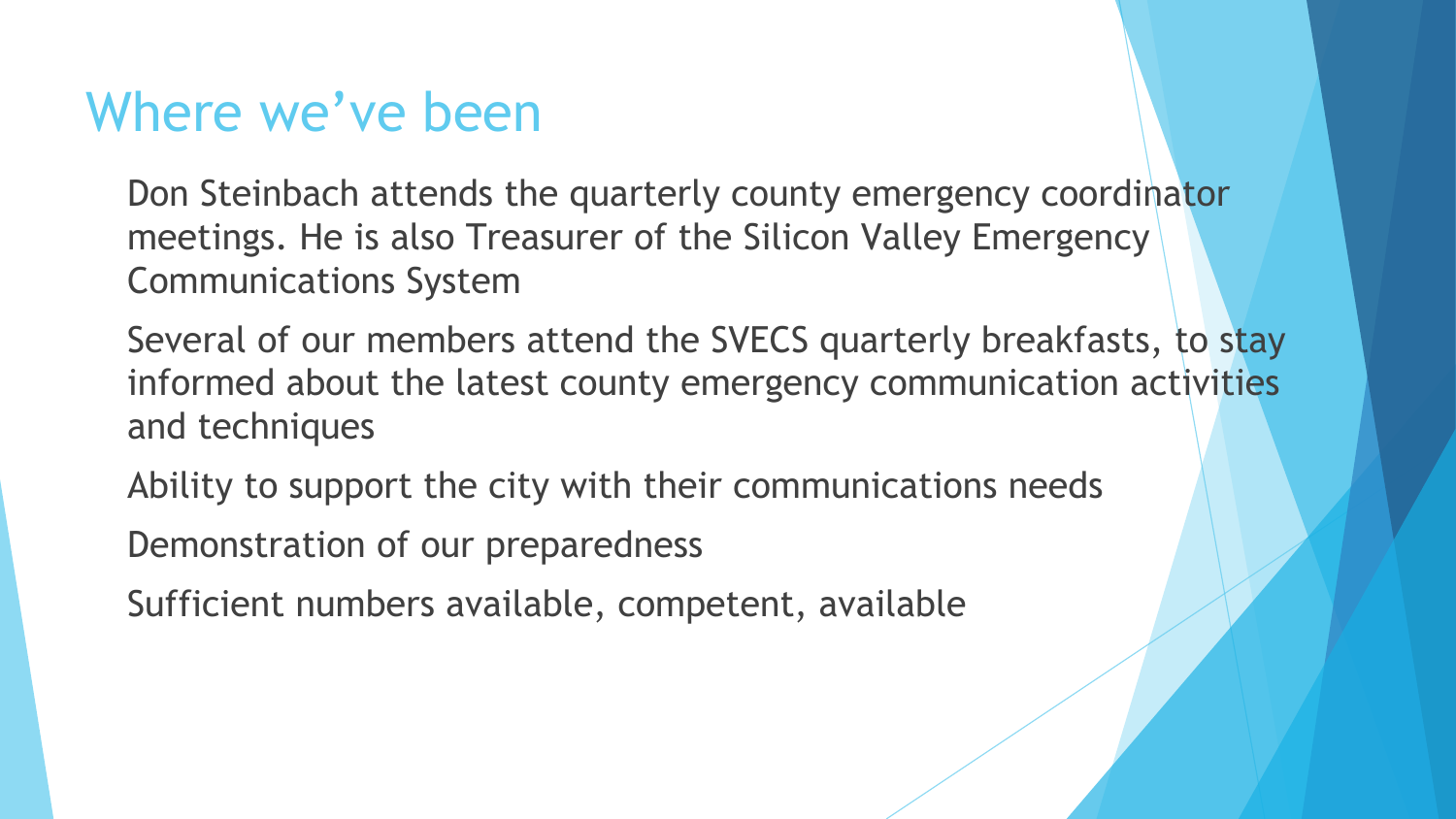# Where we've been

- Don Steinbach attends the quarterly county emergency coordinator meetings. He is also Treasurer of the Silicon Valley Emergency Communications System
- Several of our members attend the SVECS quarterly breakfasts, to stay informed about the latest county emergency communication activities and techniques
- Ability to support the city with their communications needs
- Demonstration of our preparedness
- Sufficient numbers available, competent, available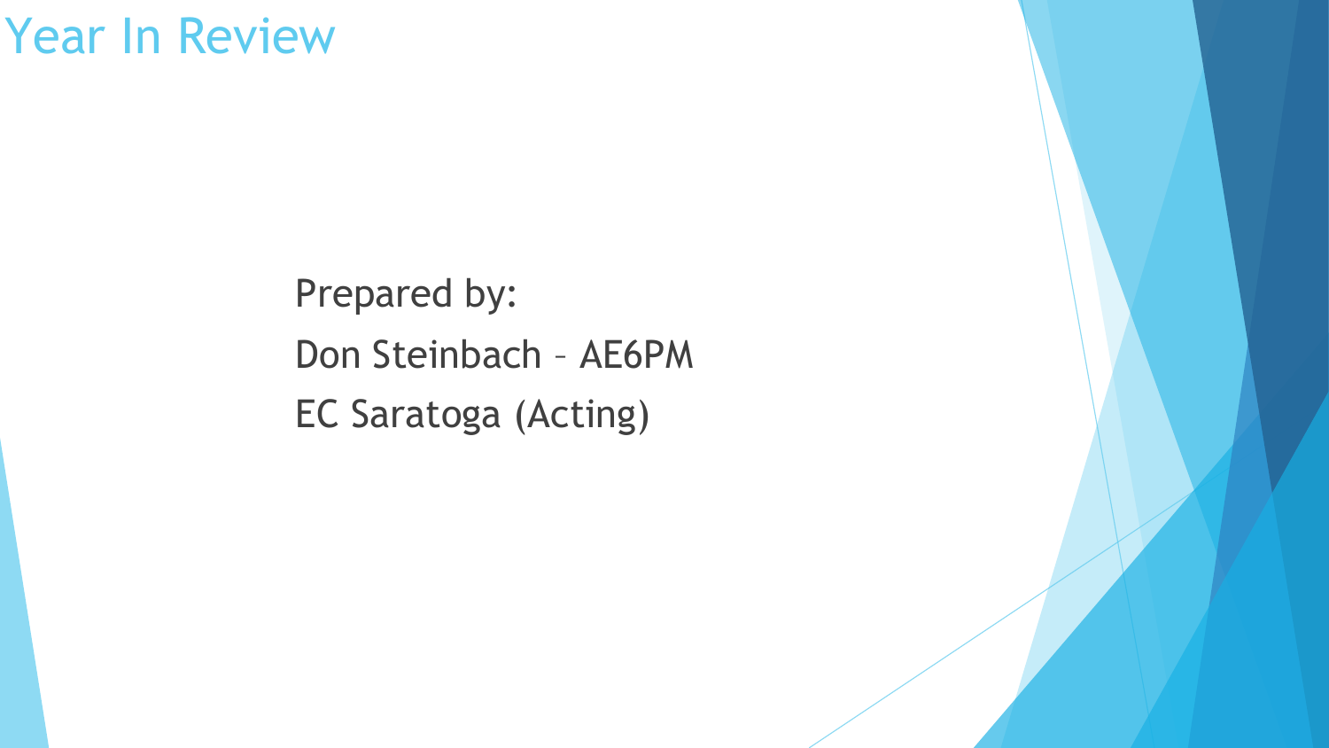# Year In Review

Prepared by:

Don Steinbach – AE6PM

EC Saratoga (Acting)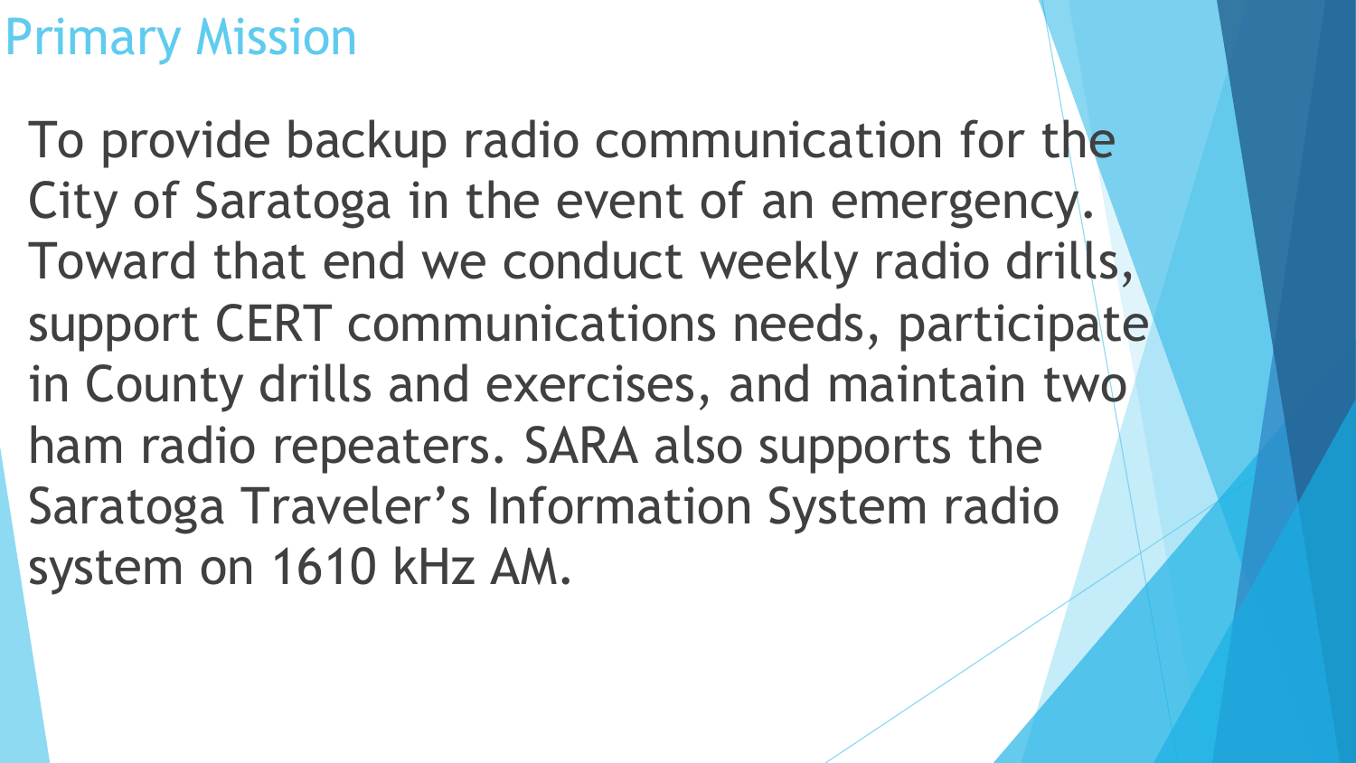# Primary Mission

To provide backup radio communication for the City of Saratoga in the event of an emergency. Toward that end we conduct weekly radio drills, support CERT communications needs, participate in County drills and exercises, and maintain two ham radio repeaters. SARA also supports the Saratoga Traveler's Information System radio system on 1610 kHz AM.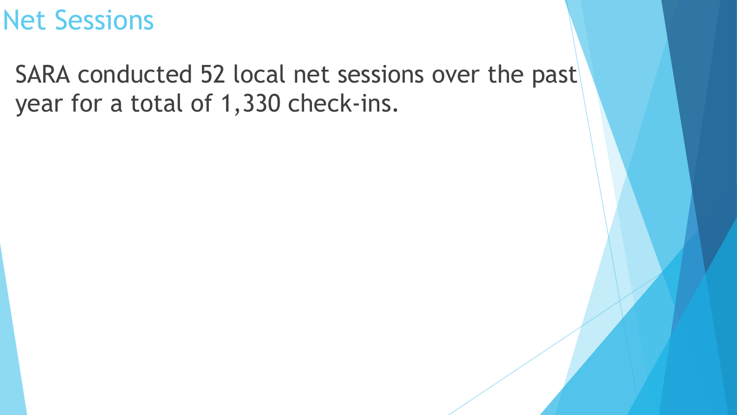# Net Sessions

SARA conducted 52 local net sessions over the past year for a total of 1,330 check-ins.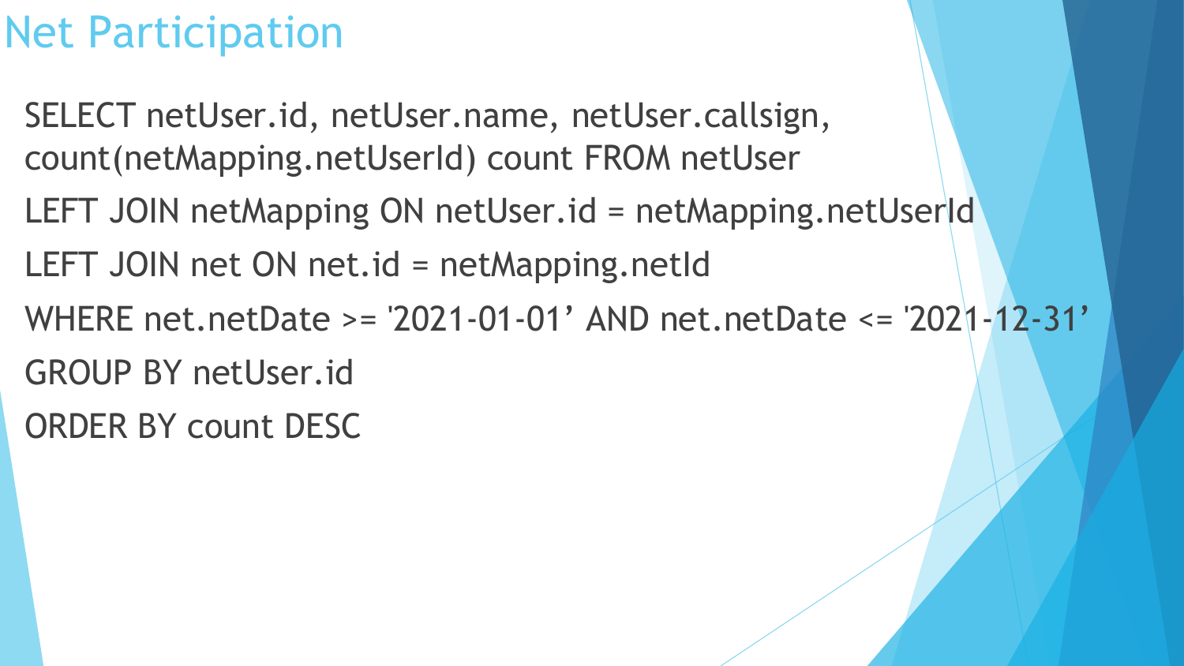# Net Participation

```
SELECT netUser.id, netUser.name, netUser.callsign,
count(netMapping.netUserId) count FROM netUser
LEFT JOIN netMapping ON netUser.id = netMapping.netUserId
LEFT JOIN net ON net.id = netMapping.netId
WHERE net.netDate >= '2021-01-01' AND net.netDate <= '2021-12-31'
GROUP BY netUser.id
ORDER BY count DESC
```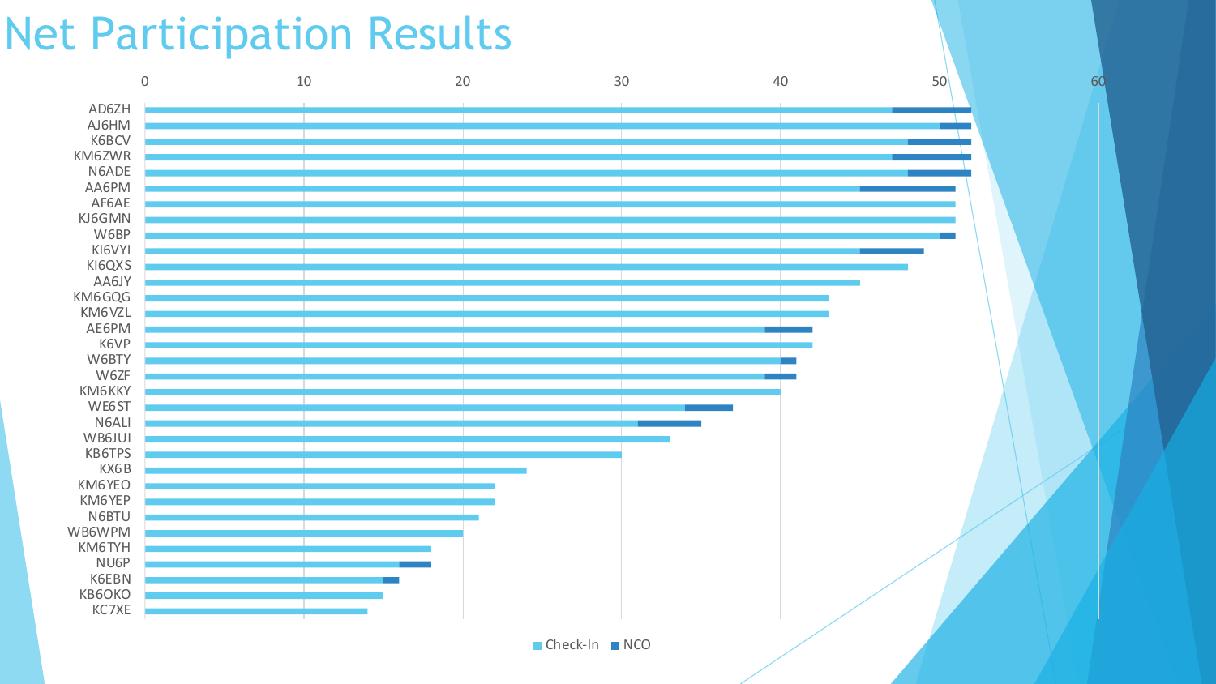# Net Participation Results

| Call Sign | Check-In | NCO |
|---|---|---|
| AD6ZH | 47 | 5 |
| AJ6HM | 50 | 2 |
| K6BCV | 48 | 4 |
| KM6ZWR | 47 | 5 |
| N6ADE | 48 | 4 |
| AA6PM | 45 | 6 |
| AF6AE | 51 | |
| KJ6GMN | 51 | |
| W6BP | 50 | 1 |
| KI6VYI | 45 | 4 |
| KI6QXS | 48 | |
| AA6JY | 45 | |
| KM6GQG | 43 | |
| KM6VZL | 43 | |
| AE6PM | 39 | 3 |
| K6VP | 42 | |
| W6BTY | 40 | 1 |
| W6ZF | 39 | 2 |
| KM6KKY | 40 | |
| WE6ST | 34 | 3 |
| N6ALI | 31 | 4 |
| WB6JUI | 33 | |
| KB6TPS | 30 | |
| KX6B | 24 | |
| KM6YEO | 22 | |
| KM6YEP | 22 | |
| N6BTU | 21 | |
| WB6WPM | 20 | |
| KM6TYH | 18 | |
| NU6P | 16 | 2 |
| K6EBN | 15 | 1 |
| KB6OKO | 15 | |
| KC7XE | 14 | |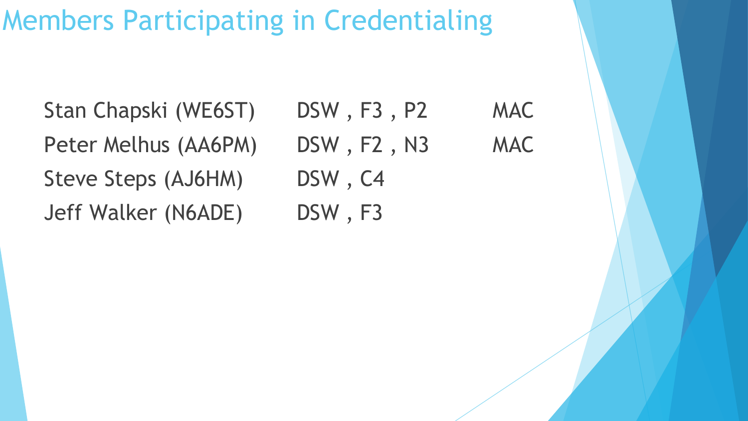# Members Participating in Credentialing

| | | |
|---|---|---|
| Stan Chapski (WE6ST) | DSW , F3 , P2 | MAC |
| Peter Melhus (AA6PM) | DSW , F2 , N3 | MAC |
| Steve Steps (AJ6HM) | DSW , C4 | |
| Jeff Walker (N6ADE) | DSW , F3 | |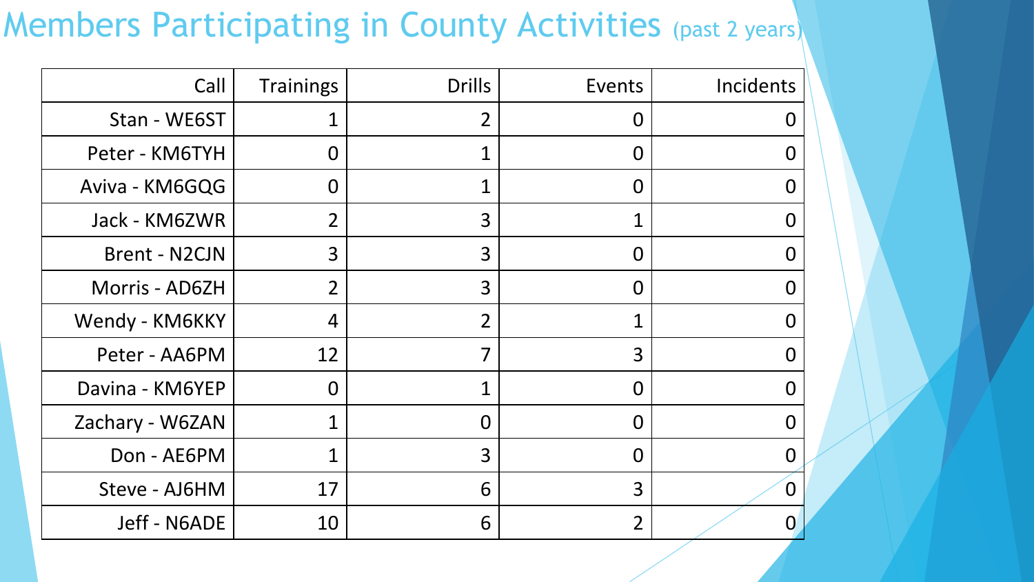# Members Participating in County Activities (past 2 years)

| Call | Trainings | Drills | Events | Incidents |
|---:|---:|---:|---:|---:|
| Stan - WE6ST | 1 | 2 | 0 | 0 |
| Peter - KM6TYH | 0 | 1 | 0 | 0 |
| Aviva - KM6GQG | 0 | 1 | 0 | 0 |
| Jack - KM6ZWR | 2 | 3 | 1 | 0 |
| Brent - N2CJN | 3 | 3 | 0 | 0 |
| Morris - AD6ZH | 2 | 3 | 0 | 0 |
| Wendy - KM6KKY | 4 | 2 | 1 | 0 |
| Peter - AA6PM | 12 | 7 | 3 | 0 |
| Davina - KM6YEP | 0 | 1 | 0 | 0 |
| Zachary - W6ZAN | 1 | 0 | 0 | 0 |
| Don - AE6PM | 1 | 3 | 0 | 0 |
| Steve - AJ6HM | 17 | 6 | 3 | 0 |
| Jeff - N6ADE | 10 | 6 | 2 | 0 |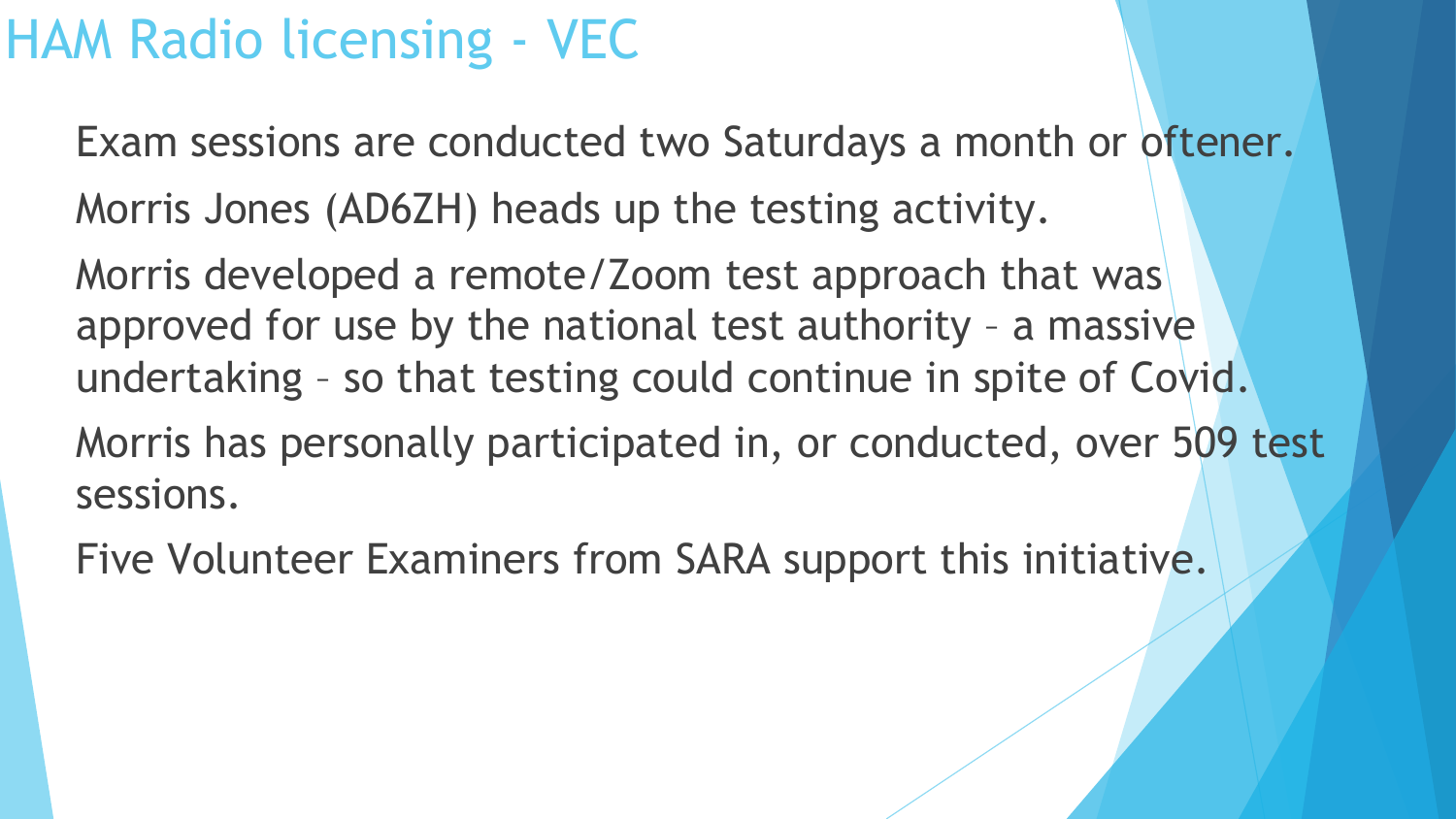# HAM Radio licensing - VEC

- Exam sessions are conducted two Saturdays a month or oftener.
- Morris Jones (AD6ZH) heads up the testing activity.
- Morris developed a remote/Zoom test approach that was approved for use by the national test authority – a massive undertaking – so that testing could continue in spite of Covid.
- Morris has personally participated in, or conducted, over 509 test sessions.
- Five Volunteer Examiners from SARA support this initiative.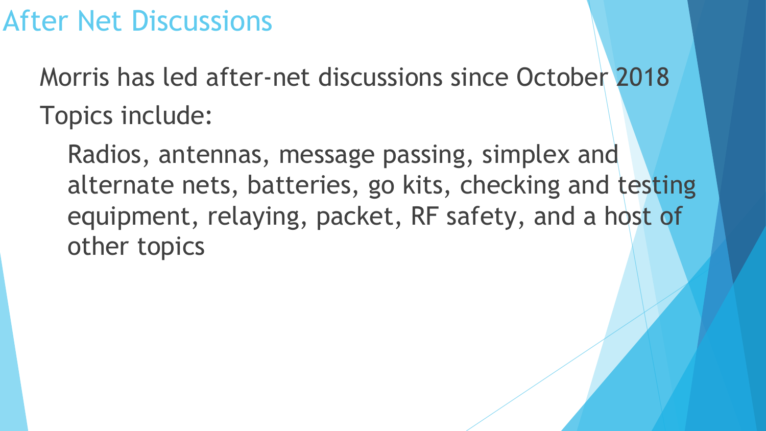# After Net Discussions

Morris has led after-net discussions since October 2018

Topics include:

- Radios, antennas, message passing, simplex and alternate nets, batteries, go kits, checking and testing equipment, relaying, packet, RF safety, and a host of other topics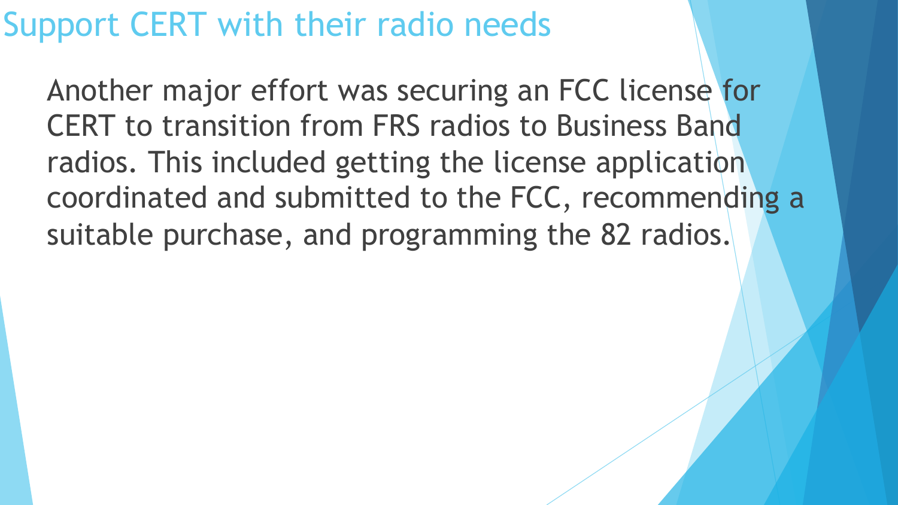# Support CERT with their radio needs

Another major effort was securing an FCC license for CERT to transition from FRS radios to Business Band radios. This included getting the license application coordinated and submitted to the FCC, recommending a suitable purchase, and programming the 82 radios.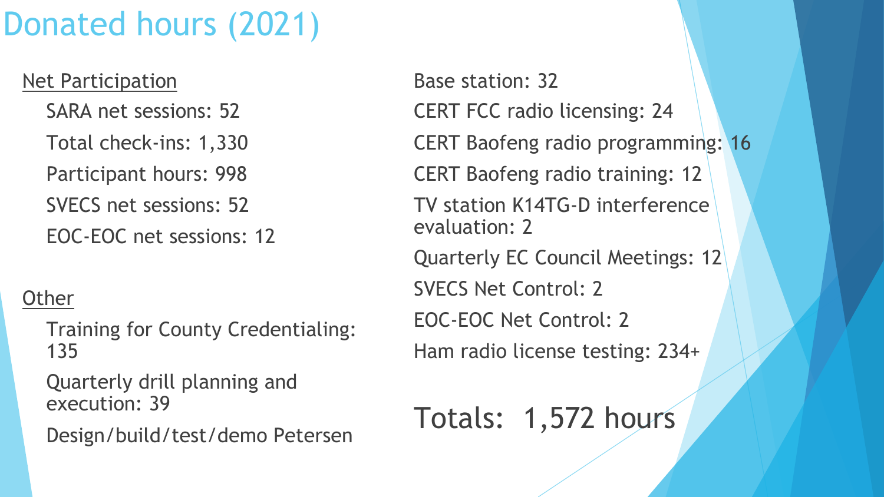# Donated hours (2021)

Net Participation

- SARA net sessions: 52
- Total check-ins: 1,330
- Participant hours: 998
- SVECS net sessions: 52
- EOC-EOC net sessions: 12

Other

- Training for County Credentialing: 135
- Quarterly drill planning and execution: 39
- Design/build/test/demo Petersen
- Base station: 32
- CERT FCC radio licensing: 24
- CERT Baofeng radio programming: 16
- CERT Baofeng radio training: 12
- TV station K14TG-D interference evaluation: 2
- Quarterly EC Council Meetings: 12
- SVECS Net Control: 2
- EOC-EOC Net Control: 2
- Ham radio license testing: 234+

Totals: 1,572 hours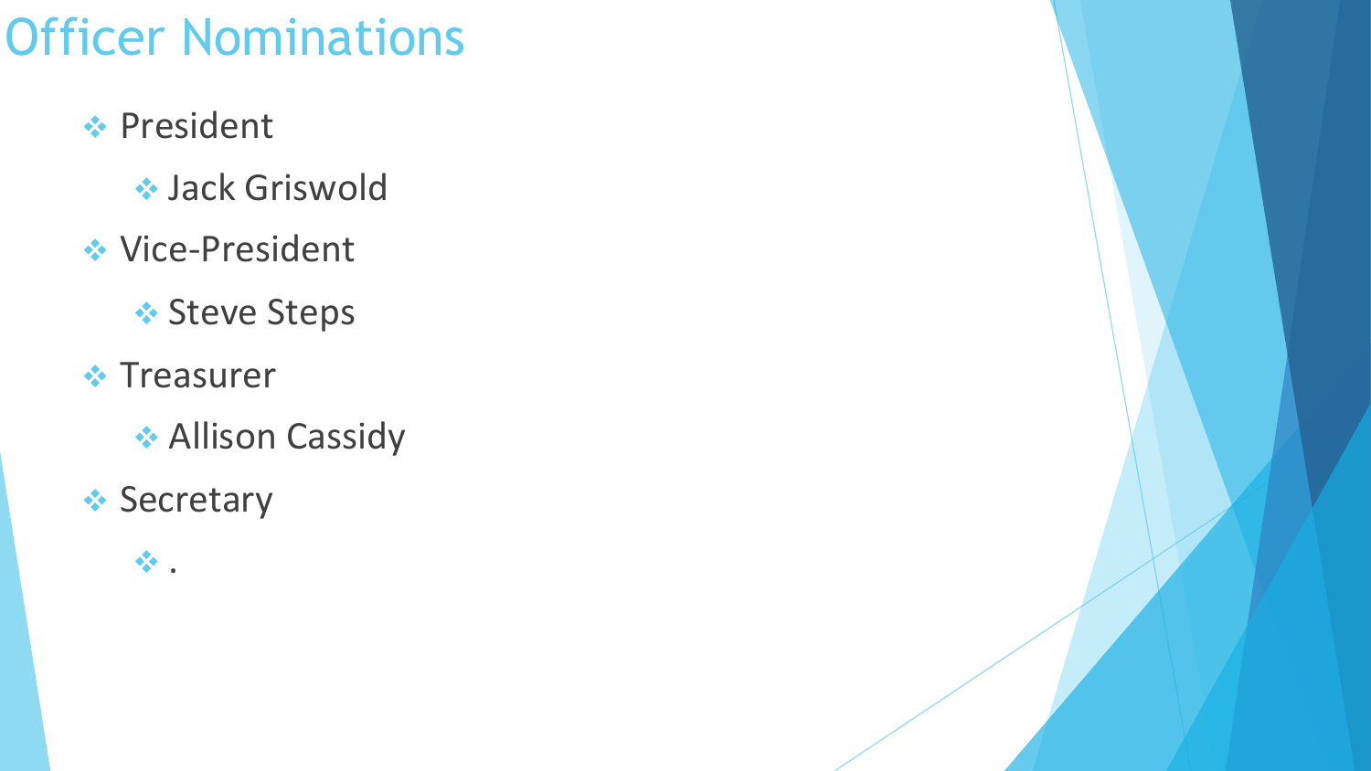# Officer Nominations

- President
  - Jack Griswold
- Vice-President
  - Steve Steps
- Treasurer
  - Allison Cassidy
- Secretary
  - .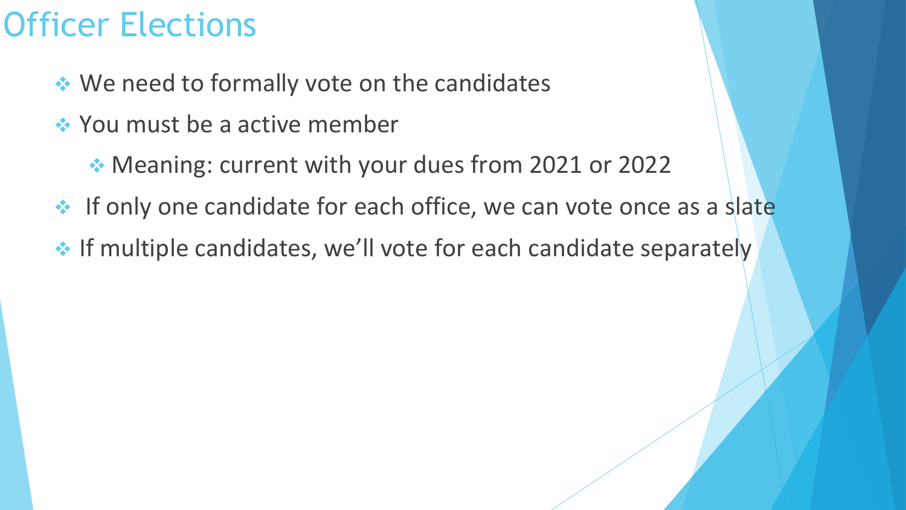# Officer Elections

- We need to formally vote on the candidates
- You must be a active member
  - Meaning: current with your dues from 2021 or 2022
- If only one candidate for each office, we can vote once as a slate
- If multiple candidates, we'll vote for each candidate separately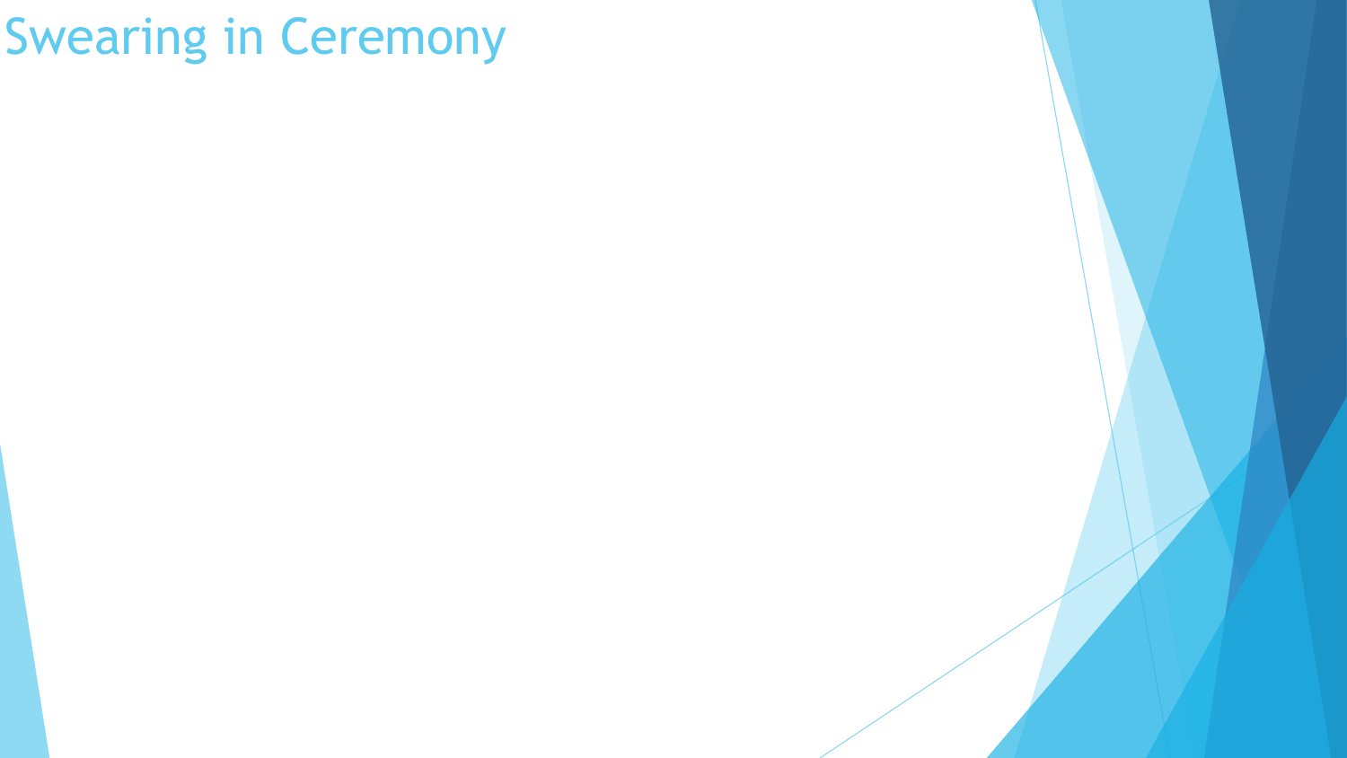# Swearing in Ceremony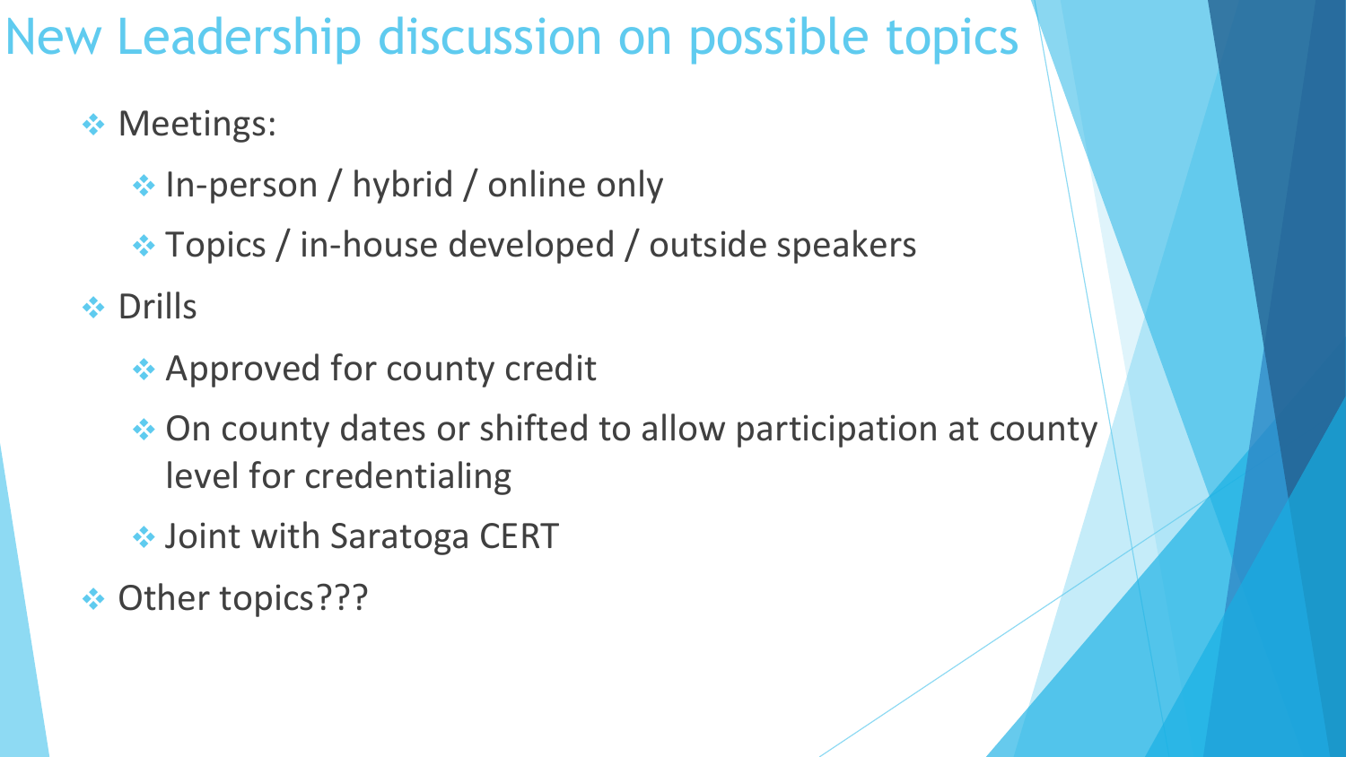# New Leadership discussion on possible topics

- Meetings:
  - In-person / hybrid / online only
  - Topics / in-house developed / outside speakers
- Drills
  - Approved for county credit
  - On county dates or shifted to allow participation at county level for credentialing
  - Joint with Saratoga CERT
- Other topics???